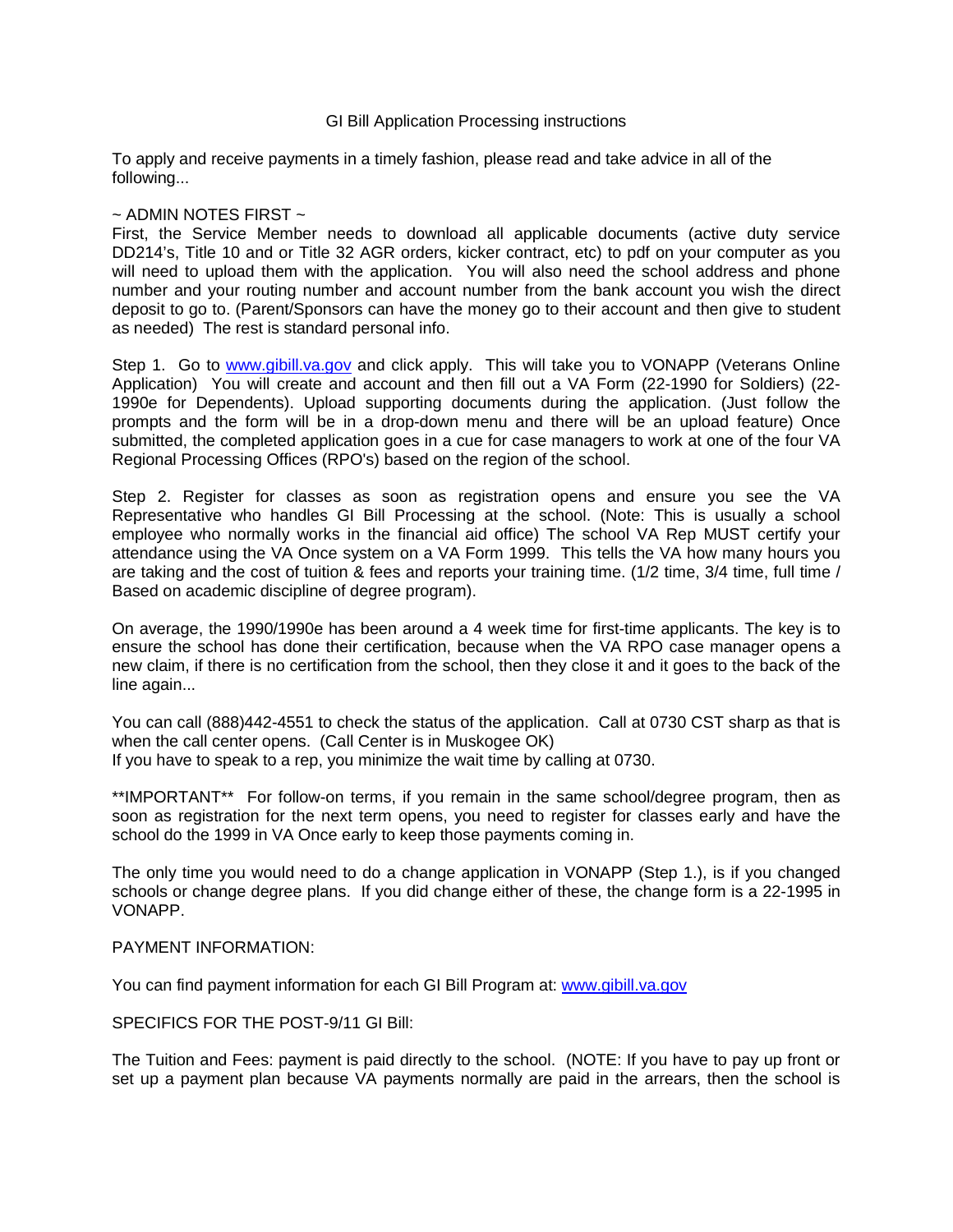# GI Bill Application Processing instructions

To apply and receive payments in a timely fashion, please read and take advice in all of the following...

~ ADMIN NOTES FIRST ~

First, the Service Member needs to download all applicable documents (active duty service DD214's, Title 10 and or Title 32 AGR orders, kicker contract, etc) to pdf on your computer as you will need to upload them with the application. You will also need the school address and phone number and your routing number and account number from the bank account you wish the direct deposit to go to. (Parent/Sponsors can have the money go to their account and then give to student as needed) The rest is standard personal info.

Step 1. Go to [www.gibill.va.gov](http://www.gibill.va.gov) and click apply. This will take you to VONAPP (Veterans Online Application) You will create and account and then fill out a VA Form (22-1990 for Soldiers) (22-1990e for Dependents). Upload supporting documents during the application. (Just follow the prompts and the form will be in a drop-down menu and there will be an upload feature) Once submitted, the completed application goes in a cue for case managers to work at one of the four VA Regional Processing Offices (RPO's) based on the region of the school.

Step 2. Register for classes as soon as registration opens and ensure you see the VA Representative who handles GI Bill Processing at the school. (Note: This is usually a school employee who normally works in the financial aid office) The school VA Rep MUST certify your attendance using the VA Once system on a VA Form 1999. This tells the VA how many hours you are taking and the cost of tuition & fees and reports your training time. (1/2 time, 3/4 time, full time / Based on academic discipline of degree program).

On average, the 1990/1990e has been around a 4 week time for first-time applicants. The key is to ensure the school has done their certification, because when the VA RPO case manager opens a new claim, if there is no certification from the school, then they close it and it goes to the back of the line again...

You can call (888)442-4551 to check the status of the application. Call at 0730 CST sharp as that is when the call center opens. (Call Center is in Muskogee OK)
If you have to speak to a rep, you minimize the wait time by calling at 0730.

**IMPORTANT** For follow-on terms, if you remain in the same school/degree program, then as soon as registration for the next term opens, you need to register for classes early and have the school do the 1999 in VA Once early to keep those payments coming in.

The only time you would need to do a change application in VONAPP (Step 1.), is if you changed schools or change degree plans. If you did change either of these, the change form is a 22-1995 in VONAPP.

PAYMENT INFORMATION:

You can find payment information for each GI Bill Program at: [www.gibill.va.gov](http://www.gibill.va.gov)

SPECIFICS FOR THE POST-9/11 GI Bill:

The Tuition and Fees: payment is paid directly to the school. (NOTE: If you have to pay up front or set up a payment plan because VA payments normally are paid in the arrears, then the school is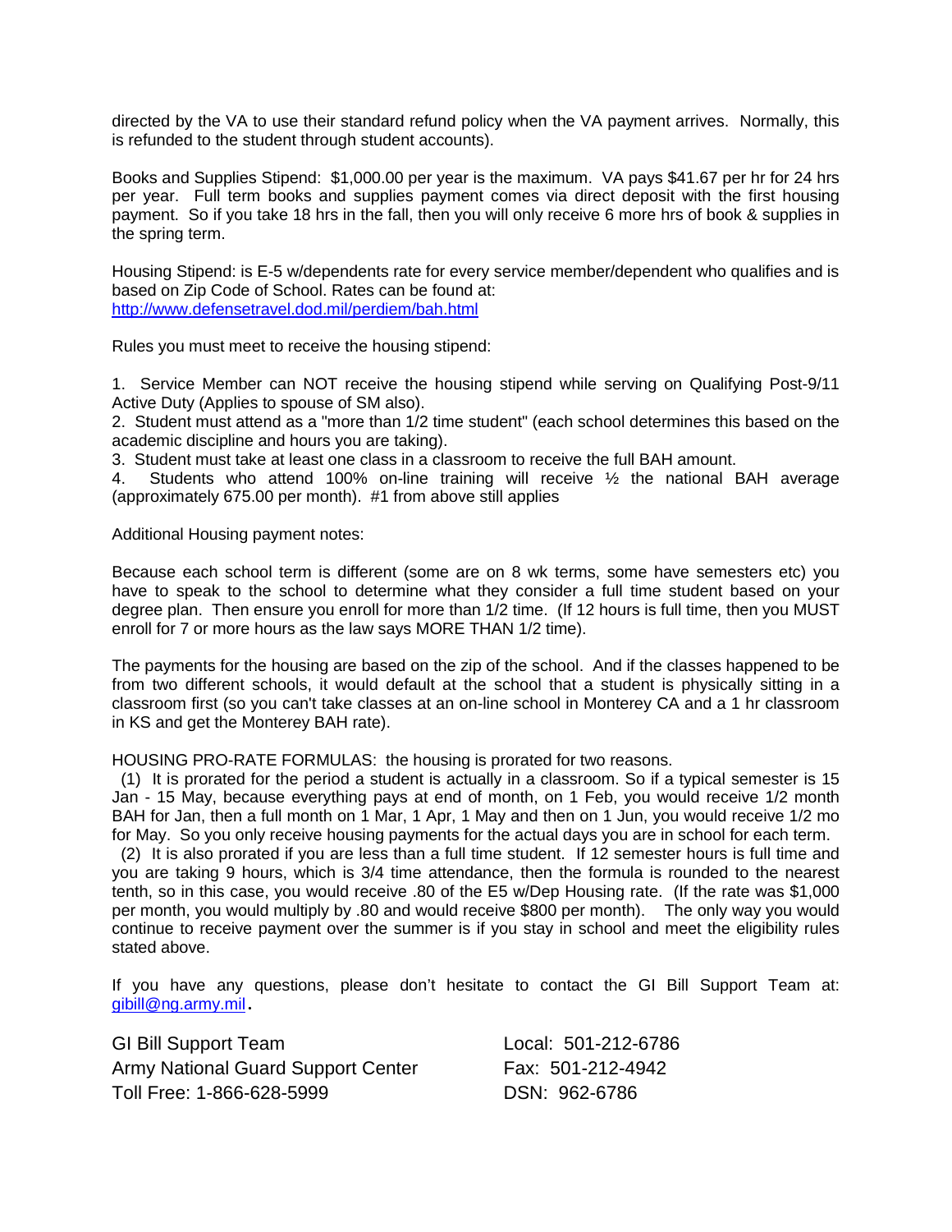directed by the VA to use their standard refund policy when the VA payment arrives. Normally, this is refunded to the student through student accounts).

Books and Supplies Stipend: $1,000.00 per year is the maximum. VA pays $41.67 per hr for 24 hrs per year. Full term books and supplies payment comes via direct deposit with the first housing payment. So if you take 18 hrs in the fall, then you will only receive 6 more hrs of book & supplies in the spring term.

Housing Stipend: is E-5 w/dependents rate for every service member/dependent who qualifies and is based on Zip Code of School. Rates can be found at: [http://www.defensetravel.dod.mil/perdiem/bah.html](http://www.defensetravel.dod.mil/perdiem/bah.html)

Rules you must meet to receive the housing stipend:

1. Service Member can NOT receive the housing stipend while serving on Qualifying Post-9/11 Active Duty (Applies to spouse of SM also).
2. Student must attend as a "more than 1/2 time student" (each school determines this based on the academic discipline and hours you are taking).
3. Student must take at least one class in a classroom to receive the full BAH amount.
4. Students who attend 100% on-line training will receive ½ the national BAH average (approximately 675.00 per month). #1 from above still applies

Additional Housing payment notes:

Because each school term is different (some are on 8 wk terms, some have semesters etc) you have to speak to the school to determine what they consider a full time student based on your degree plan. Then ensure you enroll for more than 1/2 time. (If 12 hours is full time, then you MUST enroll for 7 or more hours as the law says MORE THAN 1/2 time).

The payments for the housing are based on the zip of the school. And if the classes happened to be from two different schools, it would default at the school that a student is physically sitting in a classroom first (so you can't take classes at an on-line school in Monterey CA and a 1 hr classroom in KS and get the Monterey BAH rate).

HOUSING PRO-RATE FORMULAS: the housing is prorated for two reasons.

(1) It is prorated for the period a student is actually in a classroom. So if a typical semester is 15 Jan - 15 May, because everything pays at end of month, on 1 Feb, you would receive 1/2 month BAH for Jan, then a full month on 1 Mar, 1 Apr, 1 May and then on 1 Jun, you would receive 1/2 mo for May. So you only receive housing payments for the actual days you are in school for each term.

(2) It is also prorated if you are less than a full time student. If 12 semester hours is full time and you are taking 9 hours, which is 3/4 time attendance, then the formula is rounded to the nearest tenth, so in this case, you would receive .80 of the E5 w/Dep Housing rate. (If the rate was $1,000 per month, you would multiply by .80 and would receive $800 per month). The only way you would continue to receive payment over the summer is if you stay in school and meet the eligibility rules stated above.

If you have any questions, please don't hesitate to contact the GI Bill Support Team at: [gibill@ng.army.mil](mailto:gibill@ng.army.mil).

GI Bill Support Team
Army National Guard Support Center
Toll Free: 1-866-628-5999

Local: 501-212-6786
Fax: 501-212-4942
DSN: 962-6786